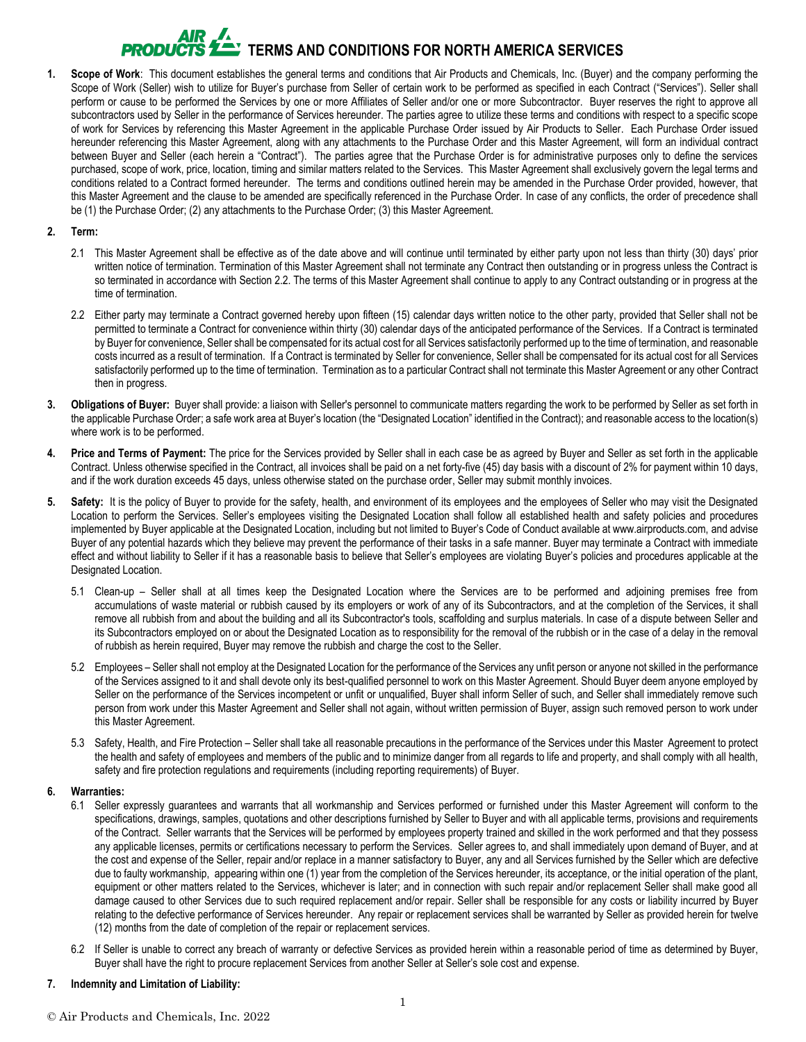# AIR PRODUCTS TERMS AND CONDITIONS FOR NORTH AMERICA SERVICES

**1. Scope of Work**: This document establishes the general terms and conditions that Air Products and Chemicals, Inc. (Buyer) and the company performing the Scope of Work (Seller) wish to utilize for Buyer's purchase from Seller of certain work to be performed as specified in each Contract ("Services"). Seller shall perform or cause to be performed the Services by one or more Affiliates of Seller and/or one or more Subcontractor. Buyer reserves the right to approve all subcontractors used by Seller in the performance of Services hereunder. The parties agree to utilize these terms and conditions with respect to a specific scope of work for Services by referencing this Master Agreement in the applicable Purchase Order issued by Air Products to Seller. Each Purchase Order issued hereunder referencing this Master Agreement, along with any attachments to the Purchase Order and this Master Agreement, will form an individual contract between Buyer and Seller (each herein a "Contract"). The parties agree that the Purchase Order is for administrative purposes only to define the services purchased, scope of work, price, location, timing and similar matters related to the Services. This Master Agreement shall exclusively govern the legal terms and conditions related to a Contract formed hereunder. The terms and conditions outlined herein may be amended in the Purchase Order provided, however, that this Master Agreement and the clause to be amended are specifically referenced in the Purchase Order. In case of any conflicts, the order of precedence shall be (1) the Purchase Order; (2) any attachments to the Purchase Order; (3) this Master Agreement.

**2. Term:**

2.1 This Master Agreement shall be effective as of the date above and will continue until terminated by either party upon not less than thirty (30) days' prior written notice of termination. Termination of this Master Agreement shall not terminate any Contract then outstanding or in progress unless the Contract is so terminated in accordance with Section 2.2. The terms of this Master Agreement shall continue to apply to any Contract outstanding or in progress at the time of termination.

2.2 Either party may terminate a Contract governed hereby upon fifteen (15) calendar days written notice to the other party, provided that Seller shall not be permitted to terminate a Contract for convenience within thirty (30) calendar days of the anticipated performance of the Services. If a Contract is terminated by Buyer for convenience, Seller shall be compensated for its actual cost for all Services satisfactorily performed up to the time of termination, and reasonable costs incurred as a result of termination. If a Contract is terminated by Seller for convenience, Seller shall be compensated for its actual cost for all Services satisfactorily performed up to the time of termination. Termination as to a particular Contract shall not terminate this Master Agreement or any other Contract then in progress.

**3. Obligations of Buyer:** Buyer shall provide: a liaison with Seller's personnel to communicate matters regarding the work to be performed by Seller as set forth in the applicable Purchase Order; a safe work area at Buyer's location (the "Designated Location" identified in the Contract); and reasonable access to the location(s) where work is to be performed.

**4. Price and Terms of Payment:** The price for the Services provided by Seller shall in each case be as agreed by Buyer and Seller as set forth in the applicable Contract. Unless otherwise specified in the Contract, all invoices shall be paid on a net forty-five (45) day basis with a discount of 2% for payment within 10 days, and if the work duration exceeds 45 days, unless otherwise stated on the purchase order, Seller may submit monthly invoices.

**5. Safety:** It is the policy of Buyer to provide for the safety, health, and environment of its employees and the employees of Seller who may visit the Designated Location to perform the Services. Seller's employees visiting the Designated Location shall follow all established health and safety policies and procedures implemented by Buyer applicable at the Designated Location, including but not limited to Buyer's Code of Conduct available at www.airproducts.com, and advise Buyer of any potential hazards which they believe may prevent the performance of their tasks in a safe manner. Buyer may terminate a Contract with immediate effect and without liability to Seller if it has a reasonable basis to believe that Seller's employees are violating Buyer's policies and procedures applicable at the Designated Location.

5.1 Clean-up – Seller shall at all times keep the Designated Location where the Services are to be performed and adjoining premises free from accumulations of waste material or rubbish caused by its employers or work of any of its Subcontractors, and at the completion of the Services, it shall remove all rubbish from and about the building and all its Subcontractor's tools, scaffolding and surplus materials. In case of a dispute between Seller and its Subcontractors employed on or about the Designated Location as to responsibility for the removal of the rubbish or in the case of a delay in the removal of rubbish as herein required, Buyer may remove the rubbish and charge the cost to the Seller.

5.2 Employees – Seller shall not employ at the Designated Location for the performance of the Services any unfit person or anyone not skilled in the performance of the Services assigned to it and shall devote only its best-qualified personnel to work on this Master Agreement. Should Buyer deem anyone employed by Seller on the performance of the Services incompetent or unfit or unqualified, Buyer shall inform Seller of such, and Seller shall immediately remove such person from work under this Master Agreement and Seller shall not again, without written permission of Buyer, assign such removed person to work under this Master Agreement.

5.3 Safety, Health, and Fire Protection – Seller shall take all reasonable precautions in the performance of the Services under this Master Agreement to protect the health and safety of employees and members of the public and to minimize danger from all regards to life and property, and shall comply with all health, safety and fire protection regulations and requirements (including reporting requirements) of Buyer.

**6. Warranties:**

6.1 Seller expressly guarantees and warrants that all workmanship and Services performed or furnished under this Master Agreement will conform to the specifications, drawings, samples, quotations and other descriptions furnished by Seller to Buyer and with all applicable terms, provisions and requirements of the Contract. Seller warrants that the Services will be performed by employees property trained and skilled in the work performed and that they possess any applicable licenses, permits or certifications necessary to perform the Services. Seller agrees to, and shall immediately upon demand of Buyer, and at the cost and expense of the Seller, repair and/or replace in a manner satisfactory to Buyer, any and all Services furnished by the Seller which are defective due to faulty workmanship, appearing within one (1) year from the completion of the Services hereunder, its acceptance, or the initial operation of the plant, equipment or other matters related to the Services, whichever is later; and in connection with such repair and/or replacement Seller shall make good all damage caused to other Services due to such required replacement and/or repair. Seller shall be responsible for any costs or liability incurred by Buyer relating to the defective performance of Services hereunder. Any repair or replacement services shall be warranted by Seller as provided herein for twelve (12) months from the date of completion of the repair or replacement services.

6.2 If Seller is unable to correct any breach of warranty or defective Services as provided herein within a reasonable period of time as determined by Buyer, Buyer shall have the right to procure replacement Services from another Seller at Seller's sole cost and expense.

**7. Indemnity and Limitation of Liability:**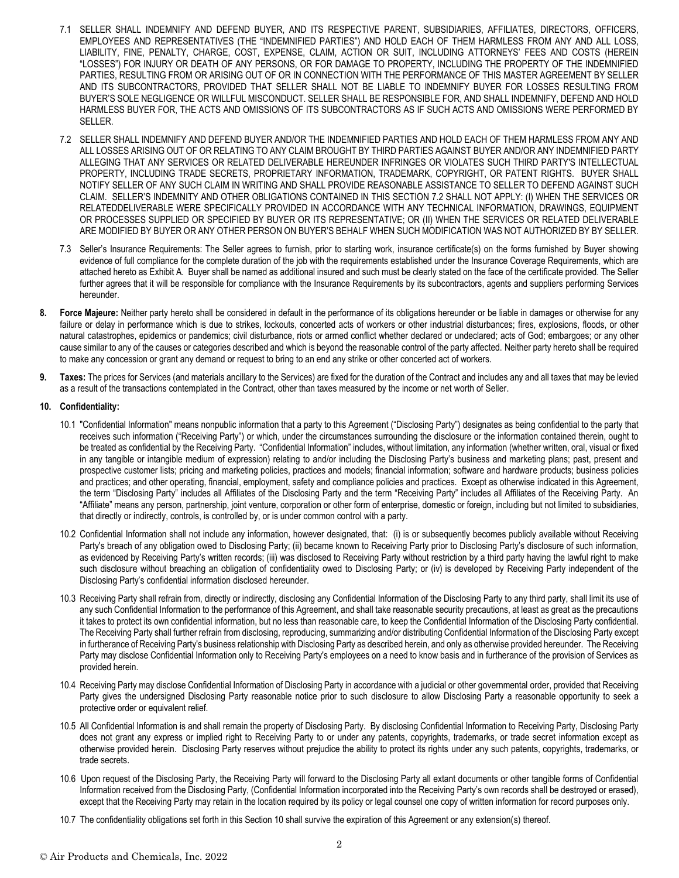7.1 SELLER SHALL INDEMNIFY AND DEFEND BUYER, AND ITS RESPECTIVE PARENT, SUBSIDIARIES, AFFILIATES, DIRECTORS, OFFICERS, EMPLOYEES AND REPRESENTATIVES (THE "INDEMNIFIED PARTIES") AND HOLD EACH OF THEM HARMLESS FROM ANY AND ALL LOSS, LIABILITY, FINE, PENALTY, CHARGE, COST, EXPENSE, CLAIM, ACTION OR SUIT, INCLUDING ATTORNEYS' FEES AND COSTS (HEREIN "LOSSES") FOR INJURY OR DEATH OF ANY PERSONS, OR FOR DAMAGE TO PROPERTY, INCLUDING THE PROPERTY OF THE INDEMNIFIED PARTIES, RESULTING FROM OR ARISING OUT OF OR IN CONNECTION WITH THE PERFORMANCE OF THIS MASTER AGREEMENT BY SELLER AND ITS SUBCONTRACTORS, PROVIDED THAT SELLER SHALL NOT BE LIABLE TO INDEMNIFY BUYER FOR LOSSES RESULTING FROM BUYER'S SOLE NEGLIGENCE OR WILLFUL MISCONDUCT. SELLER SHALL BE RESPONSIBLE FOR, AND SHALL INDEMNIFY, DEFEND AND HOLD HARMLESS BUYER FOR, THE ACTS AND OMISSIONS OF ITS SUBCONTRACTORS AS IF SUCH ACTS AND OMISSIONS WERE PERFORMED BY SELLER.

7.2 SELLER SHALL INDEMNIFY AND DEFEND BUYER AND/OR THE INDEMNIFIED PARTIES AND HOLD EACH OF THEM HARMLESS FROM ANY AND ALL LOSSES ARISING OUT OF OR RELATING TO ANY CLAIM BROUGHT BY THIRD PARTIES AGAINST BUYER AND/OR ANY INDEMNIFIED PARTY ALLEGING THAT ANY SERVICES OR RELATED DELIVERABLE HEREUNDER INFRINGES OR VIOLATES SUCH THIRD PARTY'S INTELLECTUAL PROPERTY, INCLUDING TRADE SECRETS, PROPRIETARY INFORMATION, TRADEMARK, COPYRIGHT, OR PATENT RIGHTS. BUYER SHALL NOTIFY SELLER OF ANY SUCH CLAIM IN WRITING AND SHALL PROVIDE REASONABLE ASSISTANCE TO SELLER TO DEFEND AGAINST SUCH CLAIM. SELLER'S INDEMNITY AND OTHER OBLIGATIONS CONTAINED IN THIS SECTION 7.2 SHALL NOT APPLY: (I) WHEN THE SERVICES OR RELATEDDELIVERABLE WERE SPECIFICALLY PROVIDED IN ACCORDANCE WITH ANY TECHNICAL INFORMATION, DRAWINGS, EQUIPMENT OR PROCESSES SUPPLIED OR SPECIFIED BY BUYER OR ITS REPRESENTATIVE; OR (II) WHEN THE SERVICES OR RELATED DELIVERABLE ARE MODIFIED BY BUYER OR ANY OTHER PERSON ON BUYER'S BEHALF WHEN SUCH MODIFICATION WAS NOT AUTHORIZED BY BY SELLER.

7.3 Seller's Insurance Requirements: The Seller agrees to furnish, prior to starting work, insurance certificate(s) on the forms furnished by Buyer showing evidence of full compliance for the complete duration of the job with the requirements established under the Insurance Coverage Requirements, which are attached hereto as Exhibit A. Buyer shall be named as additional insured and such must be clearly stated on the face of the certificate provided. The Seller further agrees that it will be responsible for compliance with the Insurance Requirements by its subcontractors, agents and suppliers performing Services hereunder.

**8. Force Majeure:** Neither party hereto shall be considered in default in the performance of its obligations hereunder or be liable in damages or otherwise for any failure or delay in performance which is due to strikes, lockouts, concerted acts of workers or other industrial disturbances; fires, explosions, floods, or other natural catastrophes, epidemics or pandemics; civil disturbance, riots or armed conflict whether declared or undeclared; acts of God; embargoes; or any other cause similar to any of the causes or categories described and which is beyond the reasonable control of the party affected. Neither party hereto shall be required to make any concession or grant any demand or request to bring to an end any strike or other concerted act of workers.

**9. Taxes:** The prices for Services (and materials ancillary to the Services) are fixed for the duration of the Contract and includes any and all taxes that may be levied as a result of the transactions contemplated in the Contract, other than taxes measured by the income or net worth of Seller.

**10. Confidentiality:**

10.1 "Confidential Information" means nonpublic information that a party to this Agreement ("Disclosing Party") designates as being confidential to the party that receives such information ("Receiving Party") or which, under the circumstances surrounding the disclosure or the information contained therein, ought to be treated as confidential by the Receiving Party. "Confidential Information" includes, without limitation, any information (whether written, oral, visual or fixed in any tangible or intangible medium of expression) relating to and/or including the Disclosing Party's business and marketing plans; past, present and prospective customer lists; pricing and marketing policies, practices and models; financial information; software and hardware products; business policies and practices; and other operating, financial, employment, safety and compliance policies and practices. Except as otherwise indicated in this Agreement, the term "Disclosing Party" includes all Affiliates of the Disclosing Party and the term "Receiving Party" includes all Affiliates of the Receiving Party. An "Affiliate" means any person, partnership, joint venture, corporation or other form of enterprise, domestic or foreign, including but not limited to subsidiaries, that directly or indirectly, controls, is controlled by, or is under common control with a party.

10.2 Confidential Information shall not include any information, however designated, that: (i) is or subsequently becomes publicly available without Receiving Party's breach of any obligation owed to Disclosing Party; (ii) became known to Receiving Party prior to Disclosing Party's disclosure of such information, as evidenced by Receiving Party's written records; (iii) was disclosed to Receiving Party without restriction by a third party having the lawful right to make such disclosure without breaching an obligation of confidentiality owed to Disclosing Party; or (iv) is developed by Receiving Party independent of the Disclosing Party's confidential information disclosed hereunder.

10.3 Receiving Party shall refrain from, directly or indirectly, disclosing any Confidential Information of the Disclosing Party to any third party, shall limit its use of any such Confidential Information to the performance of this Agreement, and shall take reasonable security precautions, at least as great as the precautions it takes to protect its own confidential information, but no less than reasonable care, to keep the Confidential Information of the Disclosing Party confidential. The Receiving Party shall further refrain from disclosing, reproducing, summarizing and/or distributing Confidential Information of the Disclosing Party except in furtherance of Receiving Party's business relationship with Disclosing Party as described herein, and only as otherwise provided hereunder. The Receiving Party may disclose Confidential Information only to Receiving Party's employees on a need to know basis and in furtherance of the provision of Services as provided herein.

10.4 Receiving Party may disclose Confidential Information of Disclosing Party in accordance with a judicial or other governmental order, provided that Receiving Party gives the undersigned Disclosing Party reasonable notice prior to such disclosure to allow Disclosing Party a reasonable opportunity to seek a protective order or equivalent relief.

10.5 All Confidential Information is and shall remain the property of Disclosing Party. By disclosing Confidential Information to Receiving Party, Disclosing Party does not grant any express or implied right to Receiving Party to or under any patents, copyrights, trademarks, or trade secret information except as otherwise provided herein. Disclosing Party reserves without prejudice the ability to protect its rights under any such patents, copyrights, trademarks, or trade secrets.

10.6 Upon request of the Disclosing Party, the Receiving Party will forward to the Disclosing Party all extant documents or other tangible forms of Confidential Information received from the Disclosing Party, (Confidential Information incorporated into the Receiving Party's own records shall be destroyed or erased), except that the Receiving Party may retain in the location required by its policy or legal counsel one copy of written information for record purposes only.

10.7 The confidentiality obligations set forth in this Section 10 shall survive the expiration of this Agreement or any extension(s) thereof.

© Air Products and Chemicals, Inc. 2022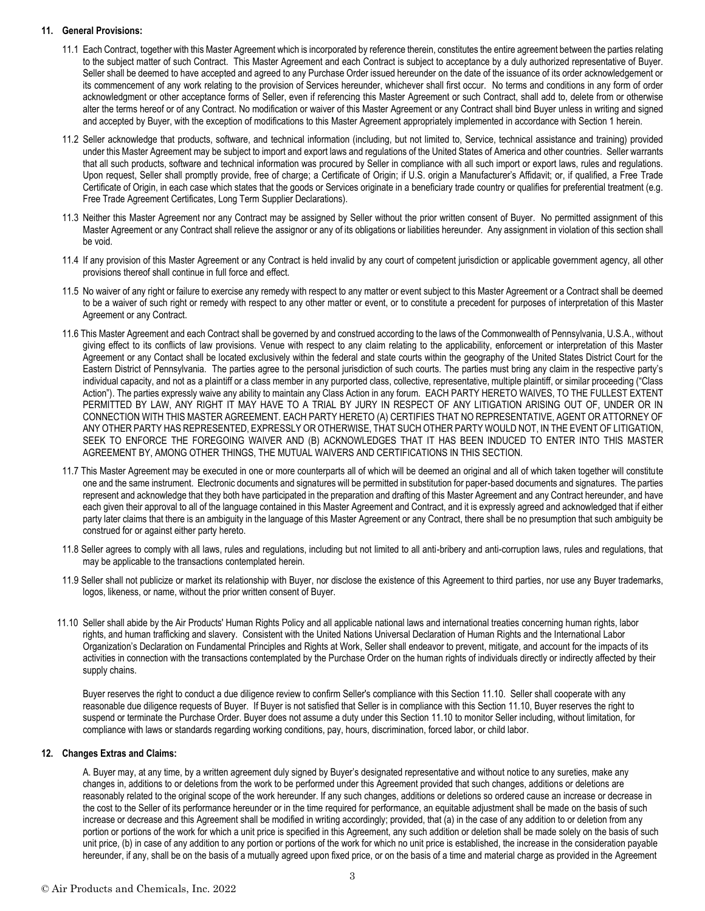## 11. General Provisions:

11.1 Each Contract, together with this Master Agreement which is incorporated by reference therein, constitutes the entire agreement between the parties relating to the subject matter of such Contract. This Master Agreement and each Contract is subject to acceptance by a duly authorized representative of Buyer. Seller shall be deemed to have accepted and agreed to any Purchase Order issued hereunder on the date of the issuance of its order acknowledgement or its commencement of any work relating to the provision of Services hereunder, whichever shall first occur. No terms and conditions in any form of order acknowledgment or other acceptance forms of Seller, even if referencing this Master Agreement or such Contract, shall add to, delete from or otherwise alter the terms hereof or of any Contract. No modification or waiver of this Master Agreement or any Contract shall bind Buyer unless in writing and signed and accepted by Buyer, with the exception of modifications to this Master Agreement appropriately implemented in accordance with Section 1 herein.

11.2 Seller acknowledge that products, software, and technical information (including, but not limited to, Service, technical assistance and training) provided under this Master Agreement may be subject to import and export laws and regulations of the United States of America and other countries. Seller warrants that all such products, software and technical information was procured by Seller in compliance with all such import or export laws, rules and regulations. Upon request, Seller shall promptly provide, free of charge; a Certificate of Origin; if U.S. origin a Manufacturer's Affidavit; or, if qualified, a Free Trade Certificate of Origin, in each case which states that the goods or Services originate in a beneficiary trade country or qualifies for preferential treatment (e.g. Free Trade Agreement Certificates, Long Term Supplier Declarations).

11.3 Neither this Master Agreement nor any Contract may be assigned by Seller without the prior written consent of Buyer. No permitted assignment of this Master Agreement or any Contract shall relieve the assignor or any of its obligations or liabilities hereunder. Any assignment in violation of this section shall be void.

11.4 If any provision of this Master Agreement or any Contract is held invalid by any court of competent jurisdiction or applicable government agency, all other provisions thereof shall continue in full force and effect.

11.5 No waiver of any right or failure to exercise any remedy with respect to any matter or event subject to this Master Agreement or a Contract shall be deemed to be a waiver of such right or remedy with respect to any other matter or event, or to constitute a precedent for purposes of interpretation of this Master Agreement or any Contract.

11.6 This Master Agreement and each Contract shall be governed by and construed according to the laws of the Commonwealth of Pennsylvania, U.S.A., without giving effect to its conflicts of law provisions. Venue with respect to any claim relating to the applicability, enforcement or interpretation of this Master Agreement or any Contact shall be located exclusively within the federal and state courts within the geography of the United States District Court for the Eastern District of Pennsylvania. The parties agree to the personal jurisdiction of such courts. The parties must bring any claim in the respective party's individual capacity, and not as a plaintiff or a class member in any purported class, collective, representative, multiple plaintiff, or similar proceeding ("Class Action"). The parties expressly waive any ability to maintain any Class Action in any forum. EACH PARTY HERETO WAIVES, TO THE FULLEST EXTENT PERMITTED BY LAW, ANY RIGHT IT MAY HAVE TO A TRIAL BY JURY IN RESPECT OF ANY LITIGATION ARISING OUT OF, UNDER OR IN CONNECTION WITH THIS MASTER AGREEMENT. EACH PARTY HERETO (A) CERTIFIES THAT NO REPRESENTATIVE, AGENT OR ATTORNEY OF ANY OTHER PARTY HAS REPRESENTED, EXPRESSLY OR OTHERWISE, THAT SUCH OTHER PARTY WOULD NOT, IN THE EVENT OF LITIGATION, SEEK TO ENFORCE THE FOREGOING WAIVER AND (B) ACKNOWLEDGES THAT IT HAS BEEN INDUCED TO ENTER INTO THIS MASTER AGREEMENT BY, AMONG OTHER THINGS, THE MUTUAL WAIVERS AND CERTIFICATIONS IN THIS SECTION.

11.7 This Master Agreement may be executed in one or more counterparts all of which will be deemed an original and all of which taken together will constitute one and the same instrument. Electronic documents and signatures will be permitted in substitution for paper-based documents and signatures. The parties represent and acknowledge that they both have participated in the preparation and drafting of this Master Agreement and any Contract hereunder, and have each given their approval to all of the language contained in this Master Agreement and Contract, and it is expressly agreed and acknowledged that if either party later claims that there is an ambiguity in the language of this Master Agreement or any Contract, there shall be no presumption that such ambiguity be construed for or against either party hereto.

11.8 Seller agrees to comply with all laws, rules and regulations, including but not limited to all anti-bribery and anti-corruption laws, rules and regulations, that may be applicable to the transactions contemplated herein.

11.9 Seller shall not publicize or market its relationship with Buyer, nor disclose the existence of this Agreement to third parties, nor use any Buyer trademarks, logos, likeness, or name, without the prior written consent of Buyer.

11.10 Seller shall abide by the Air Products' Human Rights Policy and all applicable national laws and international treaties concerning human rights, labor rights, and human trafficking and slavery. Consistent with the United Nations Universal Declaration of Human Rights and the International Labor Organization's Declaration on Fundamental Principles and Rights at Work, Seller shall endeavor to prevent, mitigate, and account for the impacts of its activities in connection with the transactions contemplated by the Purchase Order on the human rights of individuals directly or indirectly affected by their supply chains.

Buyer reserves the right to conduct a due diligence review to confirm Seller's compliance with this Section 11.10. Seller shall cooperate with any reasonable due diligence requests of Buyer. If Buyer is not satisfied that Seller is in compliance with this Section 11.10, Buyer reserves the right to suspend or terminate the Purchase Order. Buyer does not assume a duty under this Section 11.10 to monitor Seller including, without limitation, for compliance with laws or standards regarding working conditions, pay, hours, discrimination, forced labor, or child labor.

## 12. Changes Extras and Claims:

A. Buyer may, at any time, by a written agreement duly signed by Buyer's designated representative and without notice to any sureties, make any changes in, additions to or deletions from the work to be performed under this Agreement provided that such changes, additions or deletions are reasonably related to the original scope of the work hereunder. If any such changes, additions or deletions so ordered cause an increase or decrease in the cost to the Seller of its performance hereunder or in the time required for performance, an equitable adjustment shall be made on the basis of such increase or decrease and this Agreement shall be modified in writing accordingly; provided, that (a) in the case of any addition to or deletion from any portion or portions of the work for which a unit price is specified in this Agreement, any such addition or deletion shall be made solely on the basis of such unit price, (b) in case of any addition to any portion or portions of the work for which no unit price is established, the increase in the consideration payable hereunder, if any, shall be on the basis of a mutually agreed upon fixed price, or on the basis of a time and material charge as provided in the Agreement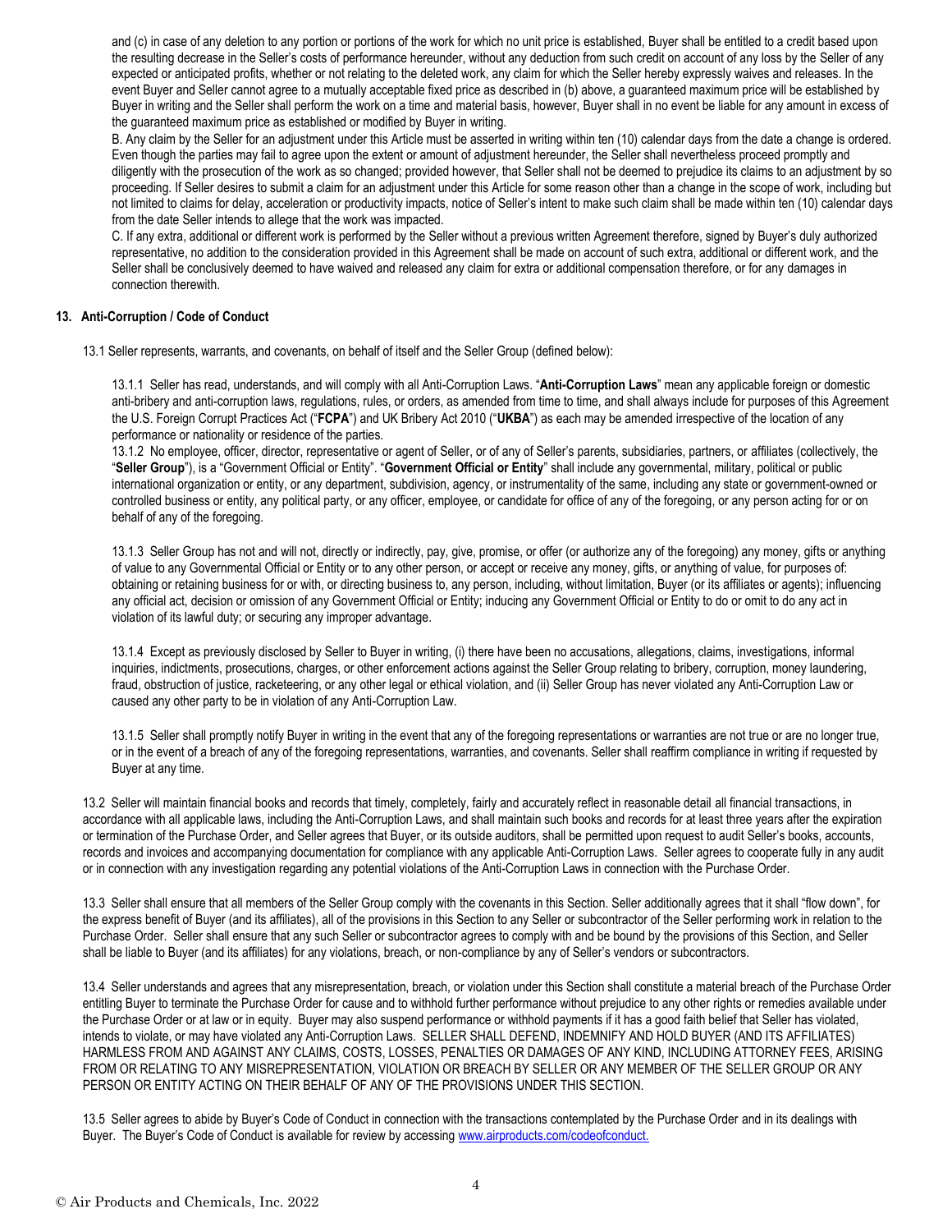and (c) in case of any deletion to any portion or portions of the work for which no unit price is established, Buyer shall be entitled to a credit based upon the resulting decrease in the Seller's costs of performance hereunder, without any deduction from such credit on account of any loss by the Seller of any expected or anticipated profits, whether or not relating to the deleted work, any claim for which the Seller hereby expressly waives and releases. In the event Buyer and Seller cannot agree to a mutually acceptable fixed price as described in (b) above, a guaranteed maximum price will be established by Buyer in writing and the Seller shall perform the work on a time and material basis, however, Buyer shall in no event be liable for any amount in excess of the guaranteed maximum price as established or modified by Buyer in writing.

B. Any claim by the Seller for an adjustment under this Article must be asserted in writing within ten (10) calendar days from the date a change is ordered. Even though the parties may fail to agree upon the extent or amount of adjustment hereunder, the Seller shall nevertheless proceed promptly and diligently with the prosecution of the work as so changed; provided however, that Seller shall not be deemed to prejudice its claims to an adjustment by so proceeding. If Seller desires to submit a claim for an adjustment under this Article for some reason other than a change in the scope of work, including but not limited to claims for delay, acceleration or productivity impacts, notice of Seller's intent to make such claim shall be made within ten (10) calendar days from the date Seller intends to allege that the work was impacted.

C. If any extra, additional or different work is performed by the Seller without a previous written Agreement therefore, signed by Buyer's duly authorized representative, no addition to the consideration provided in this Agreement shall be made on account of such extra, additional or different work, and the Seller shall be conclusively deemed to have waived and released any claim for extra or additional compensation therefore, or for any damages in connection therewith.

## 13. Anti-Corruption / Code of Conduct

13.1 Seller represents, warrants, and covenants, on behalf of itself and the Seller Group (defined below):

13.1.1 Seller has read, understands, and will comply with all Anti-Corruption Laws. "**Anti-Corruption Laws**" mean any applicable foreign or domestic anti-bribery and anti-corruption laws, regulations, rules, or orders, as amended from time to time, and shall always include for purposes of this Agreement the U.S. Foreign Corrupt Practices Act ("**FCPA**") and UK Bribery Act 2010 ("**UKBA**") as each may be amended irrespective of the location of any performance or nationality or residence of the parties.

13.1.2 No employee, officer, director, representative or agent of Seller, or of any of Seller's parents, subsidiaries, partners, or affiliates (collectively, the "**Seller Group**"), is a "Government Official or Entity". "**Government Official or Entity**" shall include any governmental, military, political or public international organization or entity, or any department, subdivision, agency, or instrumentality of the same, including any state or government-owned or controlled business or entity, any political party, or any officer, employee, or candidate for office of any of the foregoing, or any person acting for or on behalf of any of the foregoing.

13.1.3 Seller Group has not and will not, directly or indirectly, pay, give, promise, or offer (or authorize any of the foregoing) any money, gifts or anything of value to any Governmental Official or Entity or to any other person, or accept or receive any money, gifts, or anything of value, for purposes of: obtaining or retaining business for or with, or directing business to, any person, including, without limitation, Buyer (or its affiliates or agents); influencing any official act, decision or omission of any Government Official or Entity; inducing any Government Official or Entity to do or omit to do any act in violation of its lawful duty; or securing any improper advantage.

13.1.4 Except as previously disclosed by Seller to Buyer in writing, (i) there have been no accusations, allegations, claims, investigations, informal inquiries, indictments, prosecutions, charges, or other enforcement actions against the Seller Group relating to bribery, corruption, money laundering, fraud, obstruction of justice, racketeering, or any other legal or ethical violation, and (ii) Seller Group has never violated any Anti-Corruption Law or caused any other party to be in violation of any Anti-Corruption Law.

13.1.5 Seller shall promptly notify Buyer in writing in the event that any of the foregoing representations or warranties are not true or are no longer true, or in the event of a breach of any of the foregoing representations, warranties, and covenants. Seller shall reaffirm compliance in writing if requested by Buyer at any time.

13.2 Seller will maintain financial books and records that timely, completely, fairly and accurately reflect in reasonable detail all financial transactions, in accordance with all applicable laws, including the Anti-Corruption Laws, and shall maintain such books and records for at least three years after the expiration or termination of the Purchase Order, and Seller agrees that Buyer, or its outside auditors, shall be permitted upon request to audit Seller's books, accounts, records and invoices and accompanying documentation for compliance with any applicable Anti-Corruption Laws. Seller agrees to cooperate fully in any audit or in connection with any investigation regarding any potential violations of the Anti-Corruption Laws in connection with the Purchase Order.

13.3 Seller shall ensure that all members of the Seller Group comply with the covenants in this Section. Seller additionally agrees that it shall "flow down", for the express benefit of Buyer (and its affiliates), all of the provisions in this Section to any Seller or subcontractor of the Seller performing work in relation to the Purchase Order. Seller shall ensure that any such Seller or subcontractor agrees to comply with and be bound by the provisions of this Section, and Seller shall be liable to Buyer (and its affiliates) for any violations, breach, or non-compliance by any of Seller's vendors or subcontractors.

13.4 Seller understands and agrees that any misrepresentation, breach, or violation under this Section shall constitute a material breach of the Purchase Order entitling Buyer to terminate the Purchase Order for cause and to withhold further performance without prejudice to any other rights or remedies available under the Purchase Order or at law or in equity. Buyer may also suspend performance or withhold payments if it has a good faith belief that Seller has violated, intends to violate, or may have violated any Anti-Corruption Laws. SELLER SHALL DEFEND, INDEMNIFY AND HOLD BUYER (AND ITS AFFILIATES) HARMLESS FROM AND AGAINST ANY CLAIMS, COSTS, LOSSES, PENALTIES OR DAMAGES OF ANY KIND, INCLUDING ATTORNEY FEES, ARISING FROM OR RELATING TO ANY MISREPRESENTATION, VIOLATION OR BREACH BY SELLER OR ANY MEMBER OF THE SELLER GROUP OR ANY PERSON OR ENTITY ACTING ON THEIR BEHALF OF ANY OF THE PROVISIONS UNDER THIS SECTION.

13.5 Seller agrees to abide by Buyer's Code of Conduct in connection with the transactions contemplated by the Purchase Order and in its dealings with Buyer. The Buyer's Code of Conduct is available for review by accessing www.airproducts.com/codeofconduct.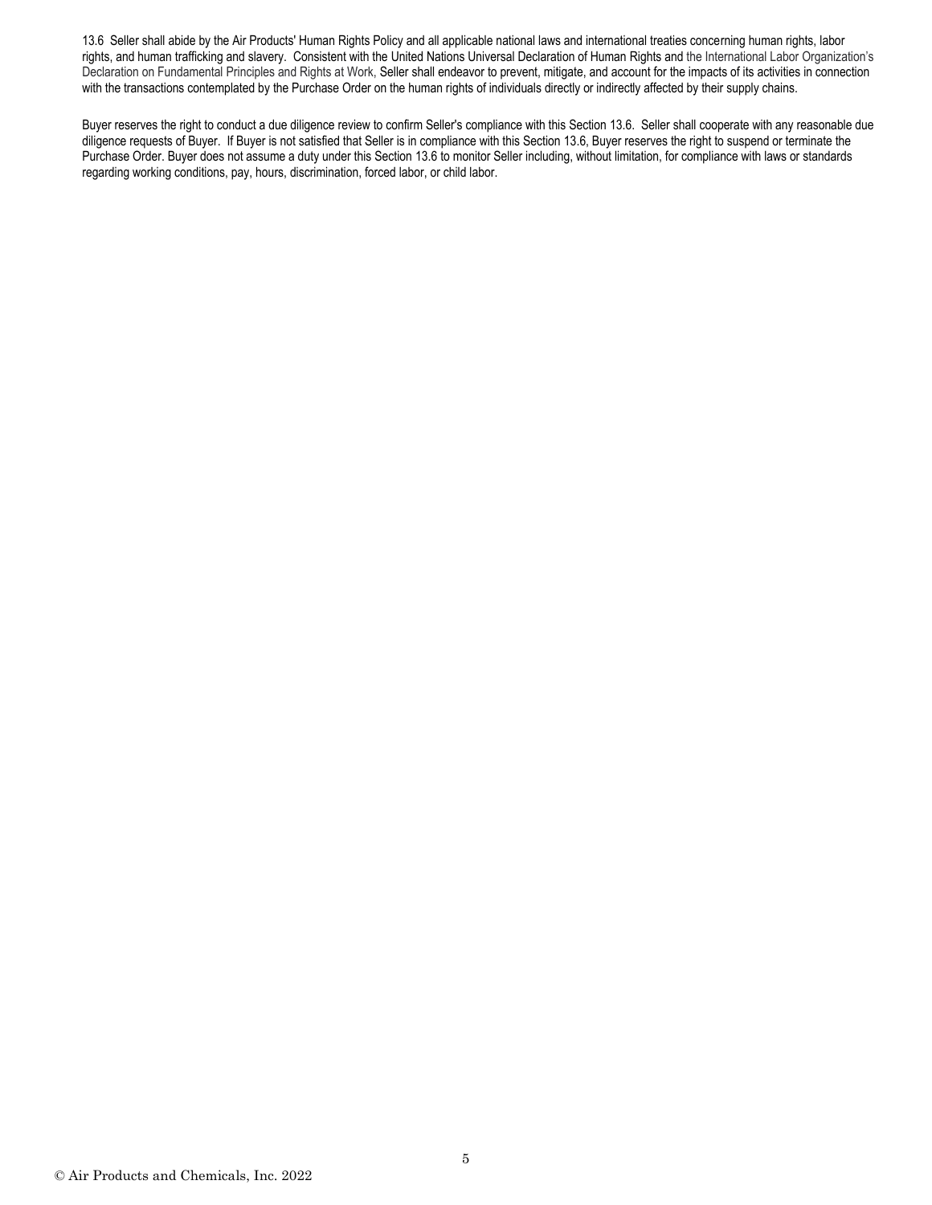13.6 Seller shall abide by the Air Products' Human Rights Policy and all applicable national laws and international treaties concerning human rights, labor rights, and human trafficking and slavery. Consistent with the United Nations Universal Declaration of Human Rights and the International Labor Organization's Declaration on Fundamental Principles and Rights at Work, Seller shall endeavor to prevent, mitigate, and account for the impacts of its activities in connection with the transactions contemplated by the Purchase Order on the human rights of individuals directly or indirectly affected by their supply chains.

Buyer reserves the right to conduct a due diligence review to confirm Seller's compliance with this Section 13.6. Seller shall cooperate with any reasonable due diligence requests of Buyer. If Buyer is not satisfied that Seller is in compliance with this Section 13.6, Buyer reserves the right to suspend or terminate the Purchase Order. Buyer does not assume a duty under this Section 13.6 to monitor Seller including, without limitation, for compliance with laws or standards regarding working conditions, pay, hours, discrimination, forced labor, or child labor.

© Air Products and Chemicals, Inc. 2022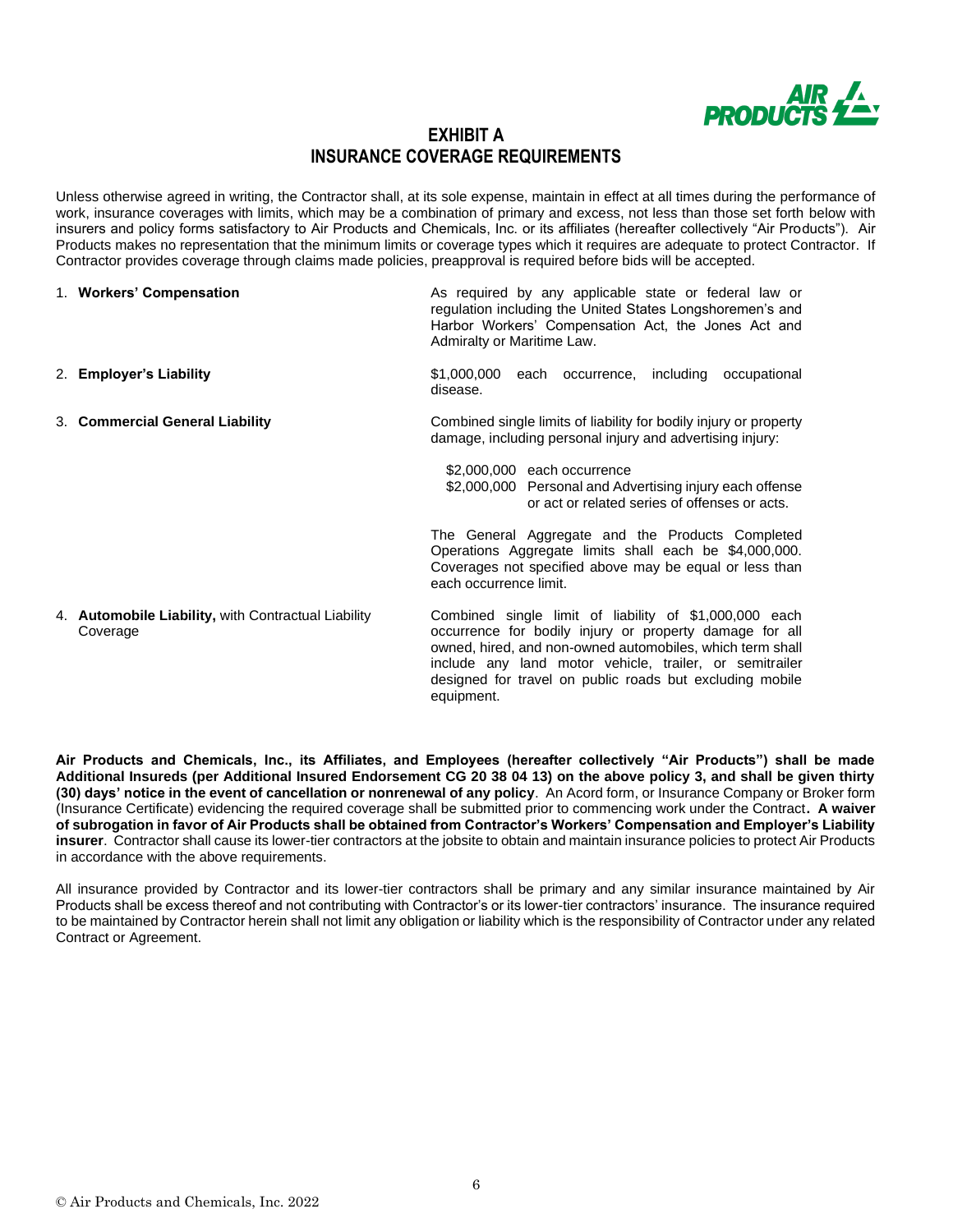# EXHIBIT A
# INSURANCE COVERAGE REQUIREMENTS

Unless otherwise agreed in writing, the Contractor shall, at its sole expense, maintain in effect at all times during the performance of work, insurance coverages with limits, which may be a combination of primary and excess, not less than those set forth below with insurers and policy forms satisfactory to Air Products and Chemicals, Inc. or its affiliates (hereafter collectively "Air Products"). Air Products makes no representation that the minimum limits or coverage types which it requires are adequate to protect Contractor. If Contractor provides coverage through claims made policies, preapproval is required before bids will be accepted.

| | |
|---|---|
| 1. **Workers' Compensation** | As required by any applicable state or federal law or regulation including the United States Longshoremen's and Harbor Workers' Compensation Act, the Jones Act and Admiralty or Maritime Law. |
| 2. **Employer's Liability** | $1,000,000 each occurrence, including occupational disease. |
| 3. **Commercial General Liability** | Combined single limits of liability for bodily injury or property damage, including personal injury and advertising injury:<br><br>$2,000,000 each occurrence<br>$2,000,000 Personal and Advertising injury each offense or act or related series of offenses or acts.<br><br>The General Aggregate and the Products Completed Operations Aggregate limits shall each be $4,000,000. Coverages not specified above may be equal or less than each occurrence limit. |
| 4. **Automobile Liability,** with Contractual Liability Coverage | Combined single limit of liability of $1,000,000 each occurrence for bodily injury or property damage for all owned, hired, and non-owned automobiles, which term shall include any land motor vehicle, trailer, or semitrailer designed for travel on public roads but excluding mobile equipment. |

**Air Products and Chemicals, Inc., its Affiliates, and Employees (hereafter collectively "Air Products") shall be made Additional Insureds (per Additional Insured Endorsement CG 20 38 04 13) on the above policy 3, and shall be given thirty (30) days' notice in the event of cancellation or nonrenewal of any policy**. An Acord form, or Insurance Company or Broker form (Insurance Certificate) evidencing the required coverage shall be submitted prior to commencing work under the Contract**. A waiver of subrogation in favor of Air Products shall be obtained from Contractor's Workers' Compensation and Employer's Liability insurer**. Contractor shall cause its lower-tier contractors at the jobsite to obtain and maintain insurance policies to protect Air Products in accordance with the above requirements.

All insurance provided by Contractor and its lower-tier contractors shall be primary and any similar insurance maintained by Air Products shall be excess thereof and not contributing with Contractor's or its lower-tier contractors' insurance. The insurance required to be maintained by Contractor herein shall not limit any obligation or liability which is the responsibility of Contractor under any related Contract or Agreement.

© Air Products and Chemicals, Inc. 2022